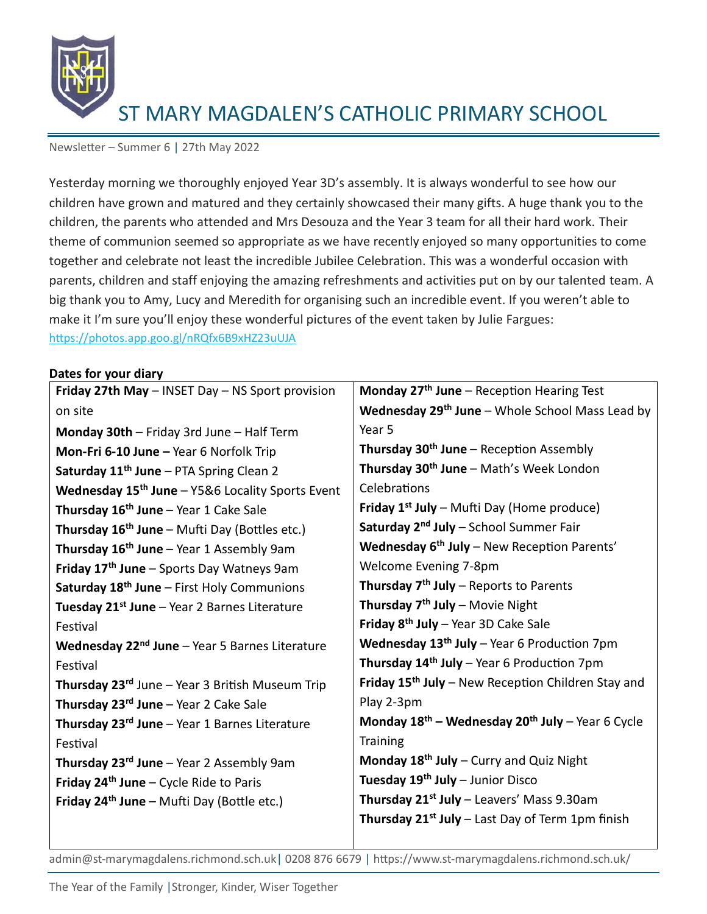# ST MARY MAGDALEN'S CATHOLIC PRIMARY SCHOOL

Newsletter – Summer 6 | 27th May 2022

Yesterday morning we thoroughly enjoyed Year 3D's assembly. It is always wonderful to see how our children have grown and matured and they certainly showcased their many gifts. A huge thank you to the children, the parents who attended and Mrs Desouza and the Year 3 team for all their hard work. Their theme of communion seemed so appropriate as we have recently enjoyed so many opportunities to come together and celebrate not least the incredible Jubilee Celebration. This was a wonderful occasion with parents, children and staff enjoying the amazing refreshments and activities put on by our talented team. A big thank you to Amy, Lucy and Meredith for organising such an incredible event. If you weren't able to make it I'm sure you'll enjoy these wonderful pictures of the event taken by Julie Fargues: https://photos.app.goo.gl/nRQfx6B9xHZ23uUJA

**Dates for your diary**

| | |
|---|---|
| **Friday 27th May** – INSET Day – NS Sport provision on site | **Monday 27th June** – Reception Hearing Test |
| **Monday 30th** – Friday 3rd June – Half Term | **Wednesday 29th June** – Whole School Mass Lead by Year 5 |
| **Mon-Fri 6-10 June –** Year 6 Norfolk Trip | **Thursday 30th June** – Reception Assembly |
| **Saturday 11th June** – PTA Spring Clean 2 | **Thursday 30th June** – Math's Week London Celebrations |
| **Wednesday 15th June** – Y5&6 Locality Sports Event | **Friday 1st July** – Mufti Day (Home produce) |
| **Thursday 16th June** – Year 1 Cake Sale | **Saturday 2nd July** – School Summer Fair |
| **Thursday 16th June** – Mufti Day (Bottles etc.) | **Wednesday 6th July** – New Reception Parents' Welcome Evening 7-8pm |
| **Thursday 16th June** – Year 1 Assembly 9am | **Thursday 7th July** – Reports to Parents |
| **Friday 17th June** – Sports Day Watneys 9am | **Thursday 7th July** – Movie Night |
| **Saturday 18th June** – First Holy Communions | **Friday 8th July** – Year 3D Cake Sale |
| **Tuesday 21st June** – Year 2 Barnes Literature Festival | **Wednesday 13th July** – Year 6 Production 7pm |
| **Wednesday 22nd June** – Year 5 Barnes Literature Festival | **Thursday 14th July** – Year 6 Production 7pm |
| **Thursday 23rd** June – Year 3 British Museum Trip | **Friday 15th July** – New Reception Children Stay and Play 2-3pm |
| **Thursday 23rd June** – Year 2 Cake Sale | **Monday 18th – Wednesday 20th July** – Year 6 Cycle Training |
| **Thursday 23rd June** – Year 1 Barnes Literature Festival | **Monday 18th July** – Curry and Quiz Night |
| **Thursday 23rd June** – Year 2 Assembly 9am | **Tuesday 19th July** – Junior Disco |
| **Friday 24th June** – Cycle Ride to Paris | **Thursday 21st July** – Leavers' Mass 9.30am |
| **Friday 24th June** – Mufti Day (Bottle etc.) | **Thursday 21st July** – Last Day of Term 1pm finish |

admin@st-marymagdalens.richmond.sch.uk | 0208 876 6679 | https://www.st-marymagdalens.richmond.sch.uk/

The Year of the Family | Stronger, Kinder, Wiser Together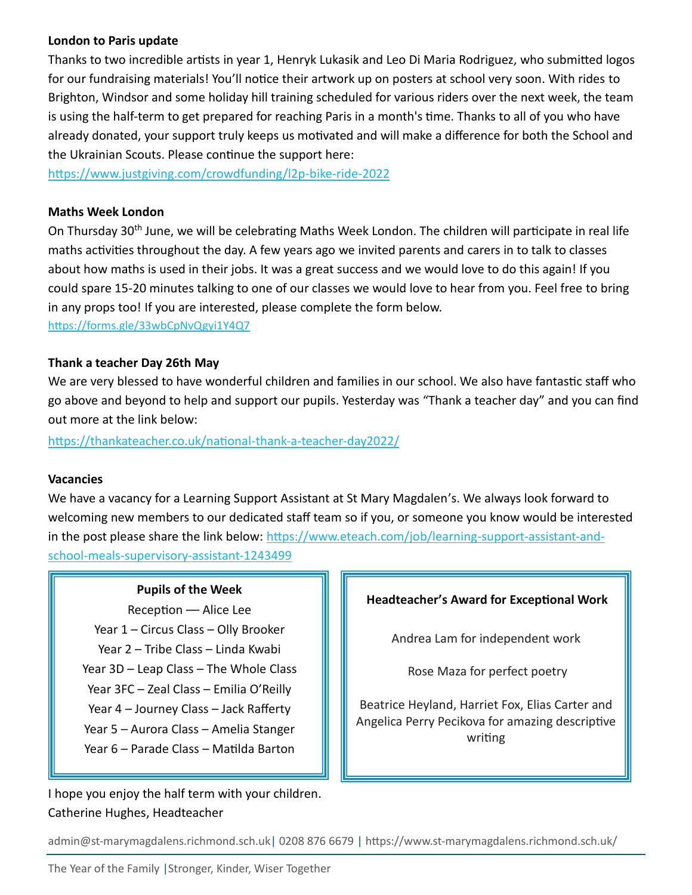**London to Paris update**

Thanks to two incredible artists in year 1, Henryk Lukasik and Leo Di Maria Rodriguez, who submitted logos for our fundraising materials! You'll notice their artwork up on posters at school very soon. With rides to Brighton, Windsor and some holiday hill training scheduled for various riders over the next week, the team is using the half-term to get prepared for reaching Paris in a month's time. Thanks to all of you who have already donated, your support truly keeps us motivated and will make a difference for both the School and the Ukrainian Scouts. Please continue the support here:
https://www.justgiving.com/crowdfunding/l2p-bike-ride-2022

**Maths Week London**

On Thursday 30th June, we will be celebrating Maths Week London. The children will participate in real life maths activities throughout the day. A few years ago we invited parents and carers in to talk to classes about how maths is used in their jobs. It was a great success and we would love to do this again! If you could spare 15-20 minutes talking to one of our classes we would love to hear from you. Feel free to bring in any props too! If you are interested, please complete the form below.
https://forms.gle/33wbCpNvQgyi1Y4Q7

**Thank a teacher Day 26th May**

We are very blessed to have wonderful children and families in our school. We also have fantastic staff who go above and beyond to help and support our pupils. Yesterday was "Thank a teacher day" and you can find out more at the link below:

https://thankateacher.co.uk/national-thank-a-teacher-day2022/

**Vacancies**

We have a vacancy for a Learning Support Assistant at St Mary Magdalen's. We always look forward to welcoming new members to our dedicated staff team so if you, or someone you know would be interested in the post please share the link below: https://www.eteach.com/job/learning-support-assistant-and-school-meals-supervisory-assistant-1243499

**Pupils of the Week**

Reception — Alice Lee
Year 1 – Circus Class – Olly Brooker
Year 2 – Tribe Class – Linda Kwabi
Year 3D – Leap Class – The Whole Class
Year 3FC – Zeal Class – Emilia O'Reilly
Year 4 – Journey Class – Jack Rafferty
Year 5 – Aurora Class – Amelia Stanger
Year 6 – Parade Class – Matilda Barton

**Headteacher's Award for Exceptional Work**

Andrea Lam for independent work

Rose Maza for perfect poetry

Beatrice Heyland, Harriet Fox, Elias Carter and Angelica Perry Pecikova for amazing descriptive writing

I hope you enjoy the half term with your children.
Catherine Hughes, Headteacher

admin@st-marymagdalens.richmond.sch.uk | 0208 876 6679 | https://www.st-marymagdalens.richmond.sch.uk/

The Year of the Family |Stronger, Kinder, Wiser Together